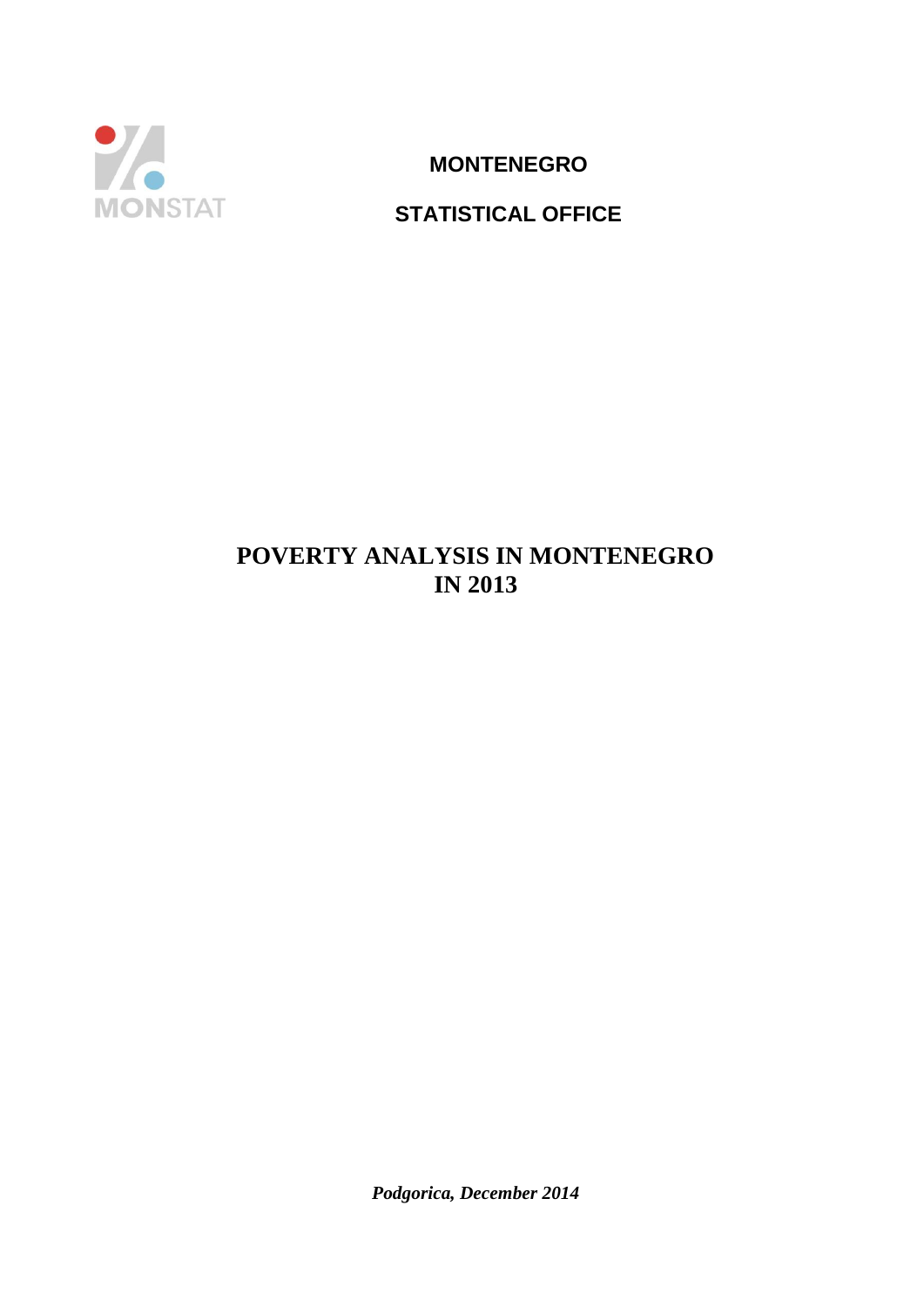MONSTAT

**MONTENEGRO**

**STATISTICAL OFFICE**

# POVERTY ANALYSIS IN MONTENEGRO IN 2013

***Podgorica, December 2014***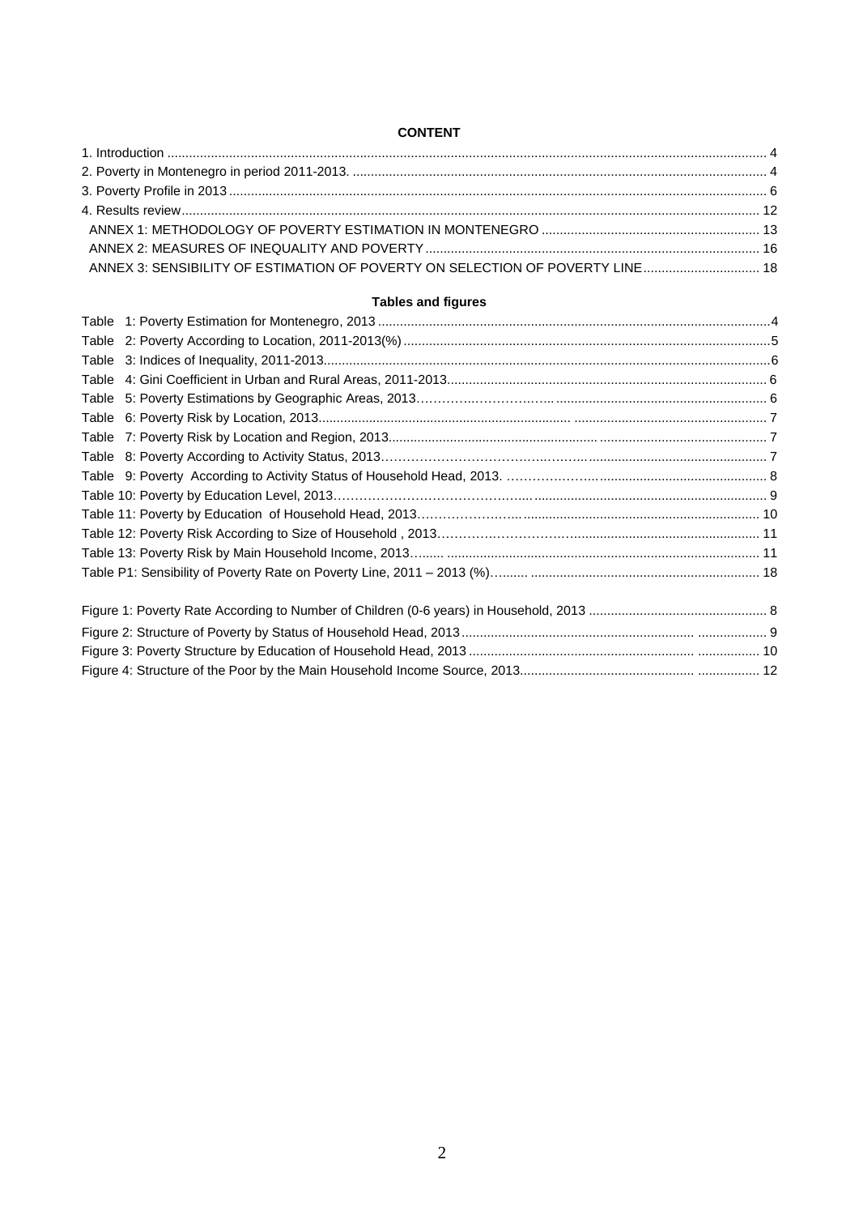**CONTENT**

1. Introduction .................................................................................................................................................... 4
2. Poverty in Montenegro in period 2011-2013. ................................................................................................. 4
3. Poverty Profile in 2013 .................................................................................................................................. 6
4. Results review............................................................................................................................................... 12
ANNEX 1: METHODOLOGY OF POVERTY ESTIMATION IN MONTENEGRO ........................................................... 13
ANNEX 2: MEASURES OF INEQUALITY AND POVERTY ........................................................................................... 16
ANNEX 3: SENSIBILITY OF ESTIMATION OF POVERTY ON SELECTION OF POVERTY LINE ................................ 18

**Tables and figures**

Table 1: Poverty Estimation for Montenegro, 2013 ...........................................................................................4
Table 2: Poverty According to Location, 2011-2013(%) ....................................................................................5
Table 3: Indices of Inequality, 2011-2013...........................................................................................................6
Table 4: Gini Coefficient in Urban and Rural Areas, 2011-2013........................................................................ 6
Table 5: Poverty Estimations by Geographic Areas, 2013.................................................................................. 6
Table 6: Poverty Risk by Location, 2013.............................................................................................................. 7
Table 7: Poverty Risk by Location and Region, 2013.......................................................................................... 7
Table 8: Poverty According to Activity Status, 2013............................................................................................ 7
Table 9: Poverty According to Activity Status of Household Head, 2013. .......................................................... 8
Table 10: Poverty by Education Level, 2013........................................................................................................ 9
Table 11: Poverty by Education of Household Head, 2013................................................................................. 10
Table 12: Poverty Risk According to Size of Household , 2013.......................................................................... 11
Table 13: Poverty Risk by Main Household Income, 2013.................................................................................. 11
Table P1: Sensibility of Poverty Rate on Poverty Line, 2011 – 2013 (%)............................................................ 18

Figure 1: Poverty Rate According to Number of Children (0-6 years) in Household, 2013 ................................. 8
Figure 2: Structure of Poverty by Status of Household Head, 2013..................................................................... 9
Figure 3: Poverty Structure by Education of Household Head, 2013 .................................................................. 10
Figure 4: Structure of the Poor by the Main Household Income Source, 2013.................................................... 12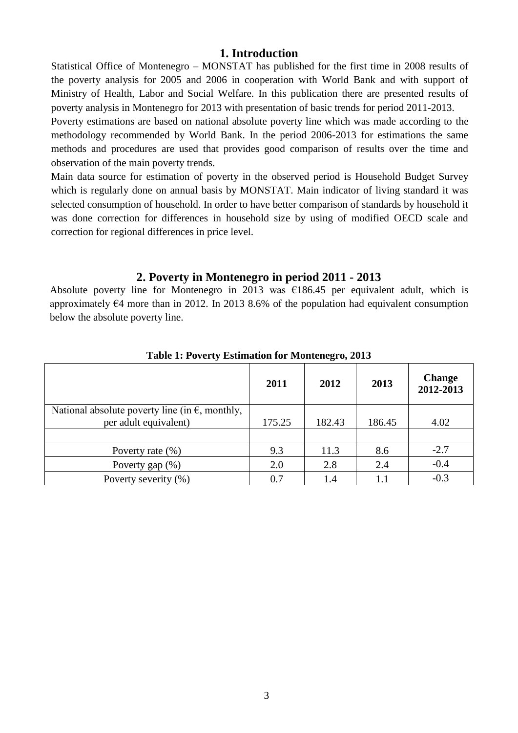# 1. Introduction

Statistical Office of Montenegro – MONSTAT has published for the first time in 2008 results of the poverty analysis for 2005 and 2006 in cooperation with World Bank and with support of Ministry of Health, Labor and Social Welfare. In this publication there are presented results of poverty analysis in Montenegro for 2013 with presentation of basic trends for period 2011-2013.

Poverty estimations are based on national absolute poverty line which was made according to the methodology recommended by World Bank. In the period 2006-2013 for estimations the same methods and procedures are used that provides good comparison of results over the time and observation of the main poverty trends.

Main data source for estimation of poverty in the observed period is Household Budget Survey which is regularly done on annual basis by MONSTAT. Main indicator of living standard it was selected consumption of household. In order to have better comparison of standards by household it was done correction for differences in household size by using of modified OECD scale and correction for regional differences in price level.

# 2. Poverty in Montenegro in period 2011 - 2013

Absolute poverty line for Montenegro in 2013 was €186.45 per equivalent adult, which is approximately €4 more than in 2012. In 2013 8.6% of the population had equivalent consumption below the absolute poverty line.

**Table 1: Poverty Estimation for Montenegro, 2013**

| | 2011 | 2012 | 2013 | Change 2012-2013 |
|---|---|---|---|---|
| National absolute poverty line (in €, monthly, per adult equivalent) | 175.25 | 182.43 | 186.45 | 4.02 |
| | | | | |
| Poverty rate (%) | 9.3 | 11.3 | 8.6 | -2.7 |
| Poverty gap (%) | 2.0 | 2.8 | 2.4 | -0.4 |
| Poverty severity (%) | 0.7 | 1.4 | 1.1 | -0.3 |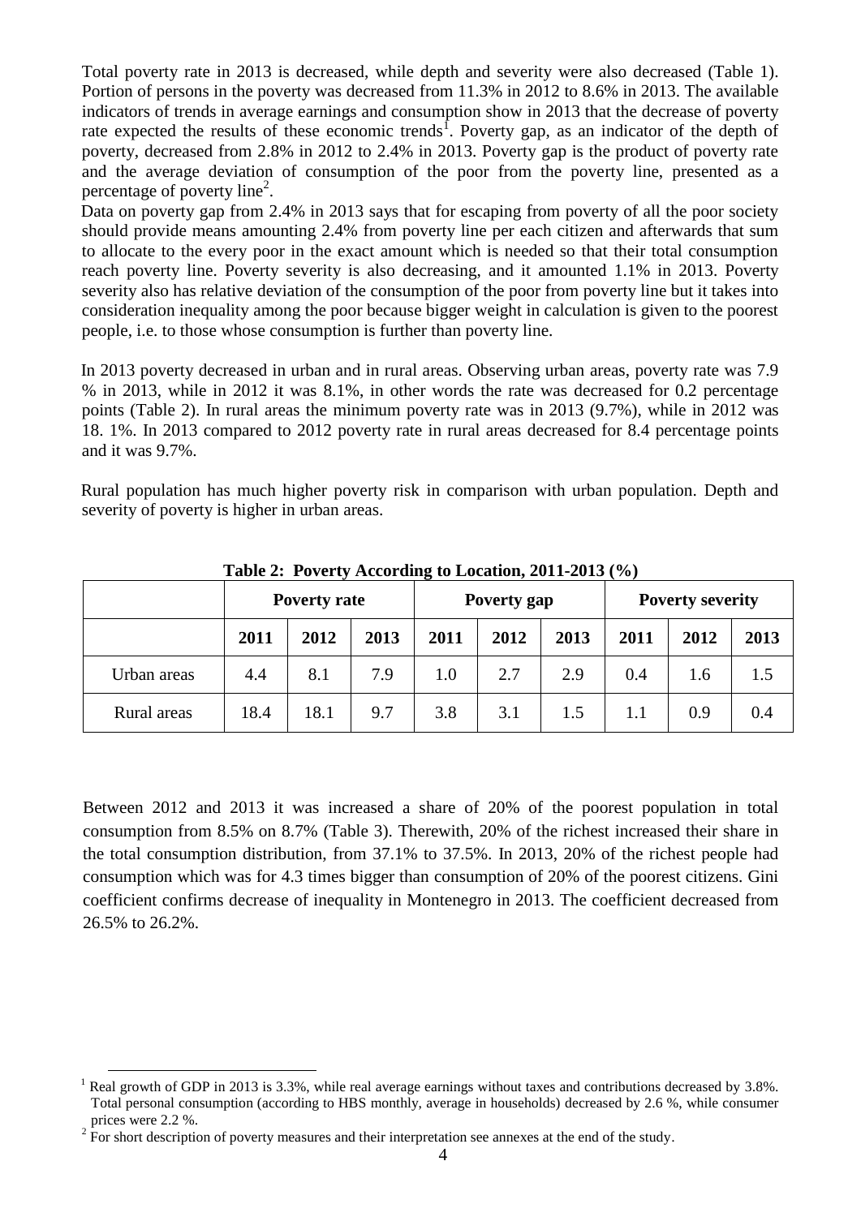Total poverty rate in 2013 is decreased, while depth and severity were also decreased (Table 1). Portion of persons in the poverty was decreased from 11.3% in 2012 to 8.6% in 2013. The available indicators of trends in average earnings and consumption show in 2013 that the decrease of poverty rate expected the results of these economic trends[1]. Poverty gap, as an indicator of the depth of poverty, decreased from 2.8% in 2012 to 2.4% in 2013. Poverty gap is the product of poverty rate and the average deviation of consumption of the poor from the poverty line, presented as a percentage of poverty line[2].

Data on poverty gap from 2.4% in 2013 says that for escaping from poverty of all the poor society should provide means amounting 2.4% from poverty line per each citizen and afterwards that sum to allocate to the every poor in the exact amount which is needed so that their total consumption reach poverty line. Poverty severity is also decreasing, and it amounted 1.1% in 2013. Poverty severity also has relative deviation of the consumption of the poor from poverty line but it takes into consideration inequality among the poor because bigger weight in calculation is given to the poorest people, i.e. to those whose consumption is further than poverty line.

In 2013 poverty decreased in urban and in rural areas. Observing urban areas, poverty rate was 7.9 % in 2013, while in 2012 it was 8.1%, in other words the rate was decreased for 0.2 percentage points (Table 2). In rural areas the minimum poverty rate was in 2013 (9.7%), while in 2012 was 18. 1%. In 2013 compared to 2012 poverty rate in rural areas decreased for 8.4 percentage points and it was 9.7%.

Rural population has much higher poverty risk in comparison with urban population. Depth and severity of poverty is higher in urban areas.

**Table 2: Poverty According to Location, 2011-2013 (%)**

| | Poverty rate | | | Poverty gap | | | Poverty severity | | |
|---|---|---|---|---|---|---|---|---|---|
| | 2011 | 2012 | 2013 | 2011 | 2012 | 2013 | 2011 | 2012 | 2013 |
| Urban areas | 4.4 | 8.1 | 7.9 | 1.0 | 2.7 | 2.9 | 0.4 | 1.6 | 1.5 |
| Rural areas | 18.4 | 18.1 | 9.7 | 3.8 | 3.1 | 1.5 | 1.1 | 0.9 | 0.4 |

Between 2012 and 2013 it was increased a share of 20% of the poorest population in total consumption from 8.5% on 8.7% (Table 3). Therewith, 20% of the richest increased their share in the total consumption distribution, from 37.1% to 37.5%. In 2013, 20% of the richest people had consumption which was for 4.3 times bigger than consumption of 20% of the poorest citizens. Gini coefficient confirms decrease of inequality in Montenegro in 2013. The coefficient decreased from 26.5% to 26.2%.

[1] Real growth of GDP in 2013 is 3.3%, while real average earnings without taxes and contributions decreased by 3.8%. Total personal consumption (according to HBS monthly, average in households) decreased by 2.6 %, while consumer prices were 2.2 %.

[2] For short description of poverty measures and their interpretation see annexes at the end of the study.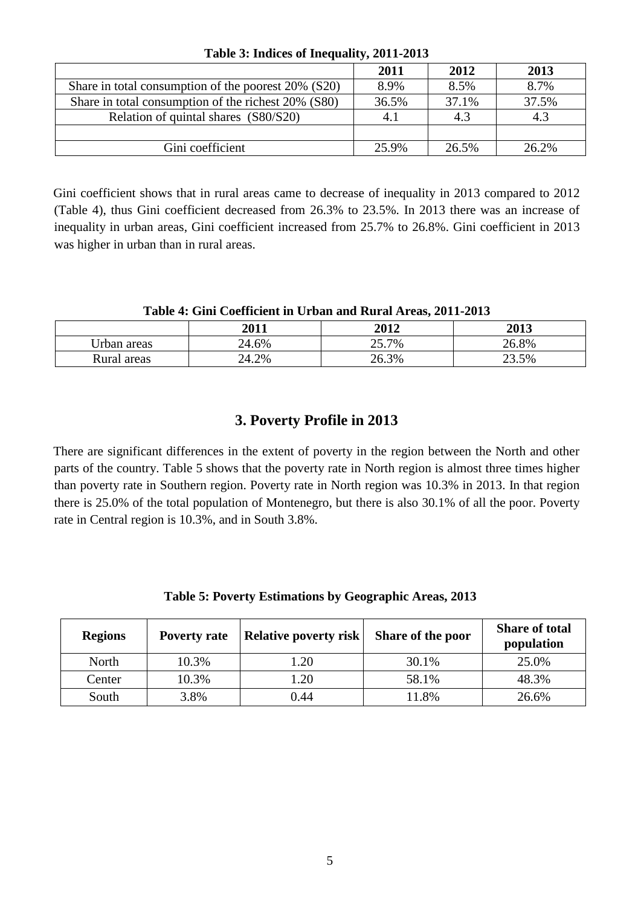**Table 3: Indices of Inequality, 2011-2013**

| | 2011 | 2012 | 2013 |
|---|---|---|---|
| Share in total consumption of the poorest 20% (S20) | 8.9% | 8.5% | 8.7% |
| Share in total consumption of the richest 20% (S80) | 36.5% | 37.1% | 37.5% |
| Relation of quintal shares (S80/S20) | 4.1 | 4.3 | 4.3 |
| | | | |
| Gini coefficient | 25.9% | 26.5% | 26.2% |

Gini coefficient shows that in rural areas came to decrease of inequality in 2013 compared to 2012 (Table 4), thus Gini coefficient decreased from 26.3% to 23.5%. In 2013 there was an increase of inequality in urban areas, Gini coefficient increased from 25.7% to 26.8%. Gini coefficient in 2013 was higher in urban than in rural areas.

**Table 4: Gini Coefficient in Urban and Rural Areas, 2011-2013**

| | 2011 | 2012 | 2013 |
|---|---|---|---|
| Urban areas | 24.6% | 25.7% | 26.8% |
| Rural areas | 24.2% | 26.3% | 23.5% |

## 3. Poverty Profile in 2013

There are significant differences in the extent of poverty in the region between the North and other parts of the country. Table 5 shows that the poverty rate in North region is almost three times higher than poverty rate in Southern region. Poverty rate in North region was 10.3% in 2013. In that region there is 25.0% of the total population of Montenegro, but there is also 30.1% of all the poor. Poverty rate in Central region is 10.3%, and in South 3.8%.

**Table 5: Poverty Estimations by Geographic Areas, 2013**

| Regions | Poverty rate | Relative poverty risk | Share of the poor | Share of total population |
|---|---|---|---|---|
| North | 10.3% | 1.20 | 30.1% | 25.0% |
| Center | 10.3% | 1.20 | 58.1% | 48.3% |
| South | 3.8% | 0.44 | 11.8% | 26.6% |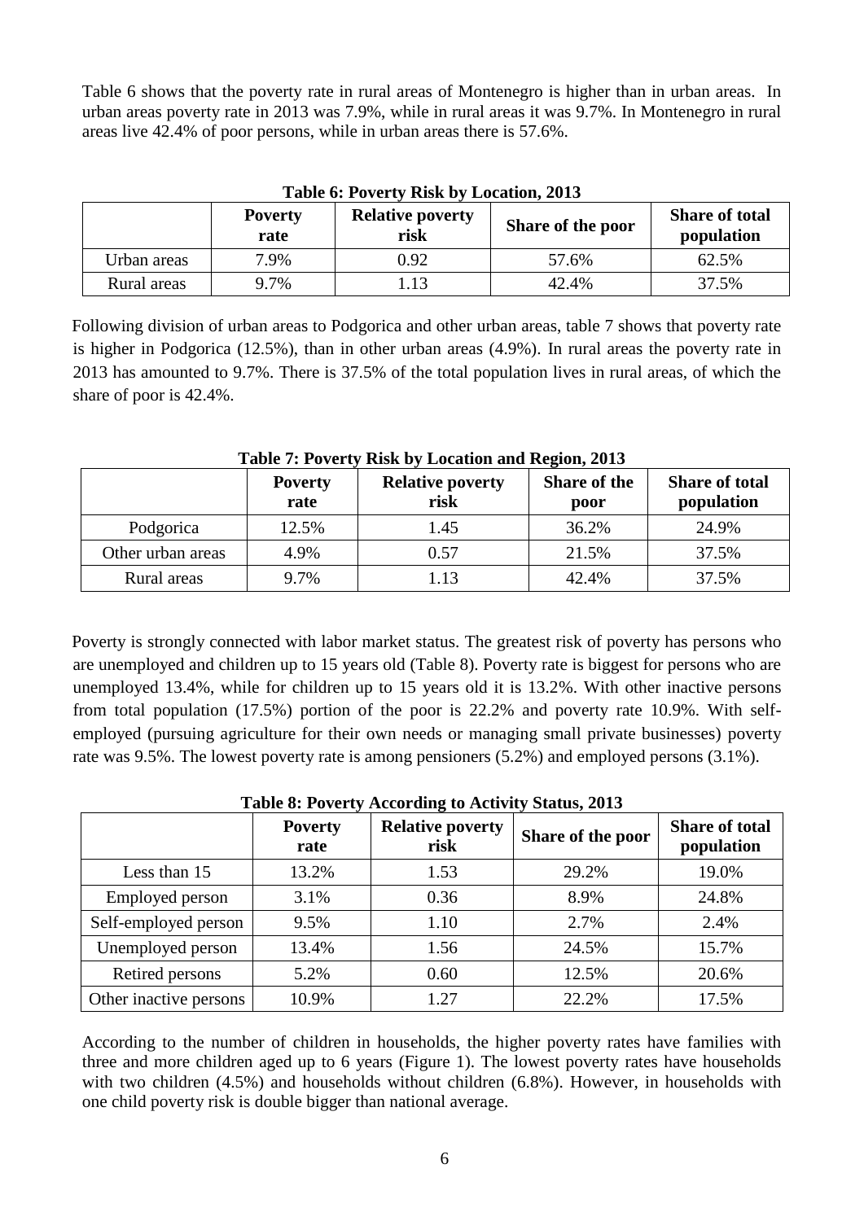Table 6 shows that the poverty rate in rural areas of Montenegro is higher than in urban areas. In urban areas poverty rate in 2013 was 7.9%, while in rural areas it was 9.7%. In Montenegro in rural areas live 42.4% of poor persons, while in urban areas there is 57.6%.

**Table 6: Poverty Risk by Location, 2013**

| | Poverty rate | Relative poverty risk | Share of the poor | Share of total population |
|---|---|---|---|---|
| Urban areas | 7.9% | 0.92 | 57.6% | 62.5% |
| Rural areas | 9.7% | 1.13 | 42.4% | 37.5% |

Following division of urban areas to Podgorica and other urban areas, table 7 shows that poverty rate is higher in Podgorica (12.5%), than in other urban areas (4.9%). In rural areas the poverty rate in 2013 has amounted to 9.7%. There is 37.5% of the total population lives in rural areas, of which the share of poor is 42.4%.

**Table 7: Poverty Risk by Location and Region, 2013**

| | Poverty rate | Relative poverty risk | Share of the poor | Share of total population |
|---|---|---|---|---|
| Podgorica | 12.5% | 1.45 | 36.2% | 24.9% |
| Other urban areas | 4.9% | 0.57 | 21.5% | 37.5% |
| Rural areas | 9.7% | 1.13 | 42.4% | 37.5% |

Poverty is strongly connected with labor market status. The greatest risk of poverty has persons who are unemployed and children up to 15 years old (Table 8). Poverty rate is biggest for persons who are unemployed 13.4%, while for children up to 15 years old it is 13.2%. With other inactive persons from total population (17.5%) portion of the poor is 22.2% and poverty rate 10.9%. With self-employed (pursuing agriculture for their own needs or managing small private businesses) poverty rate was 9.5%. The lowest poverty rate is among pensioners (5.2%) and employed persons (3.1%).

**Table 8: Poverty According to Activity Status, 2013**

| | Poverty rate | Relative poverty risk | Share of the poor | Share of total population |
|---|---|---|---|---|
| Less than 15 | 13.2% | 1.53 | 29.2% | 19.0% |
| Employed person | 3.1% | 0.36 | 8.9% | 24.8% |
| Self-employed person | 9.5% | 1.10 | 2.7% | 2.4% |
| Unemployed person | 13.4% | 1.56 | 24.5% | 15.7% |
| Retired persons | 5.2% | 0.60 | 12.5% | 20.6% |
| Other inactive persons | 10.9% | 1.27 | 22.2% | 17.5% |

According to the number of children in households, the higher poverty rates have families with three and more children aged up to 6 years (Figure 1). The lowest poverty rates have households with two children (4.5%) and households without children (6.8%). However, in households with one child poverty risk is double bigger than national average.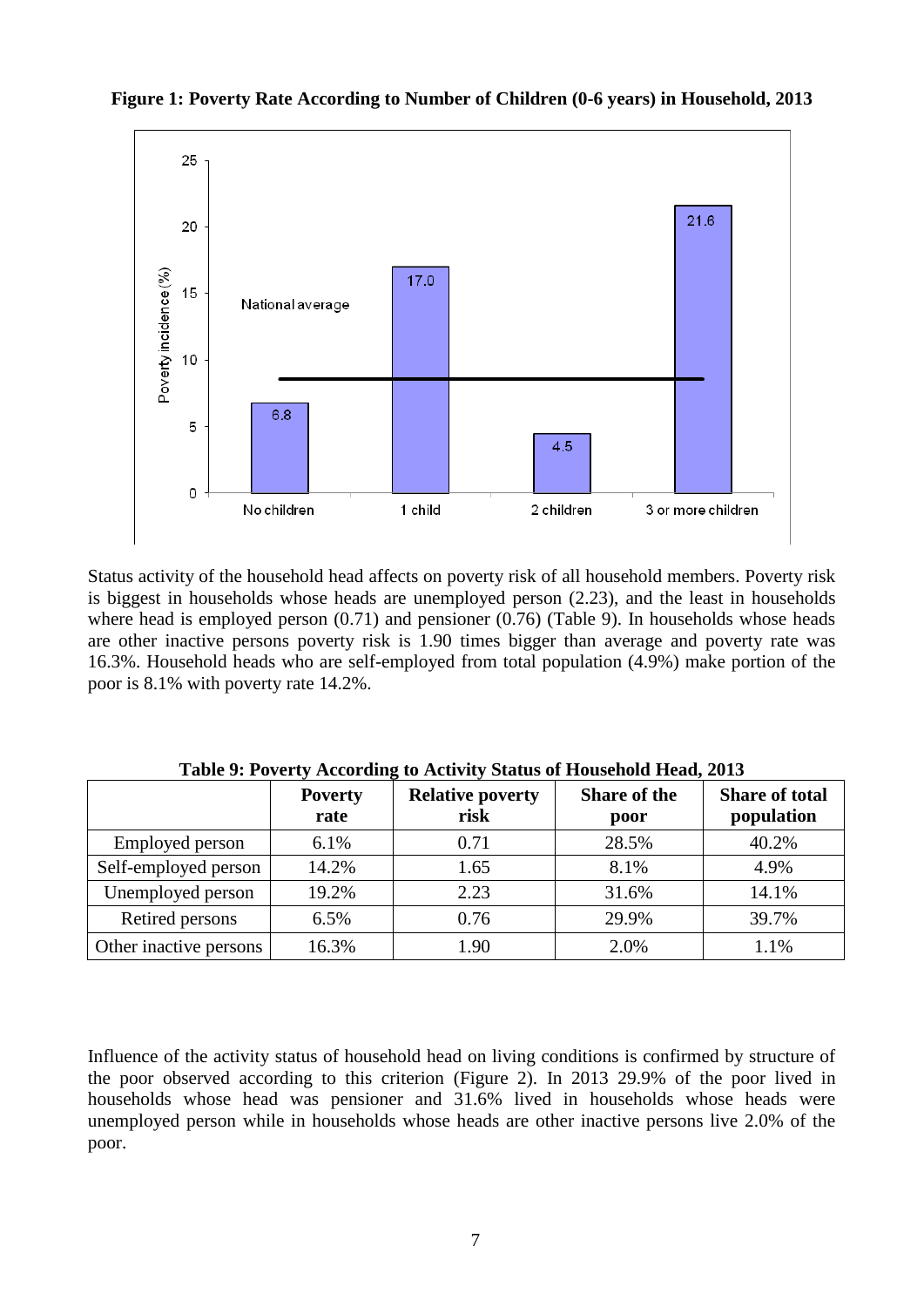**Figure 1: Poverty Rate According to Number of Children (0-6 years) in Household, 2013**

Status activity of the household head affects on poverty risk of all household members. Poverty risk is biggest in households whose heads are unemployed person (2.23), and the least in households where head is employed person (0.71) and pensioner (0.76) (Table 9). In households whose heads are other inactive persons poverty risk is 1.90 times bigger than average and poverty rate was 16.3%. Household heads who are self-employed from total population (4.9%) make portion of the poor is 8.1% with poverty rate 14.2%.

**Table 9: Poverty According to Activity Status of Household Head, 2013**

| | Poverty rate | Relative poverty risk | Share of the poor | Share of total population |
|---|---|---|---|---|
| Employed person | 6.1% | 0.71 | 28.5% | 40.2% |
| Self-employed person | 14.2% | 1.65 | 8.1% | 4.9% |
| Unemployed person | 19.2% | 2.23 | 31.6% | 14.1% |
| Retired persons | 6.5% | 0.76 | 29.9% | 39.7% |
| Other inactive persons | 16.3% | 1.90 | 2.0% | 1.1% |

Influence of the activity status of household head on living conditions is confirmed by structure of the poor observed according to this criterion (Figure 2). In 2013 29.9% of the poor lived in households whose head was pensioner and 31.6% lived in households whose heads were unemployed person while in households whose heads are other inactive persons live 2.0% of the poor.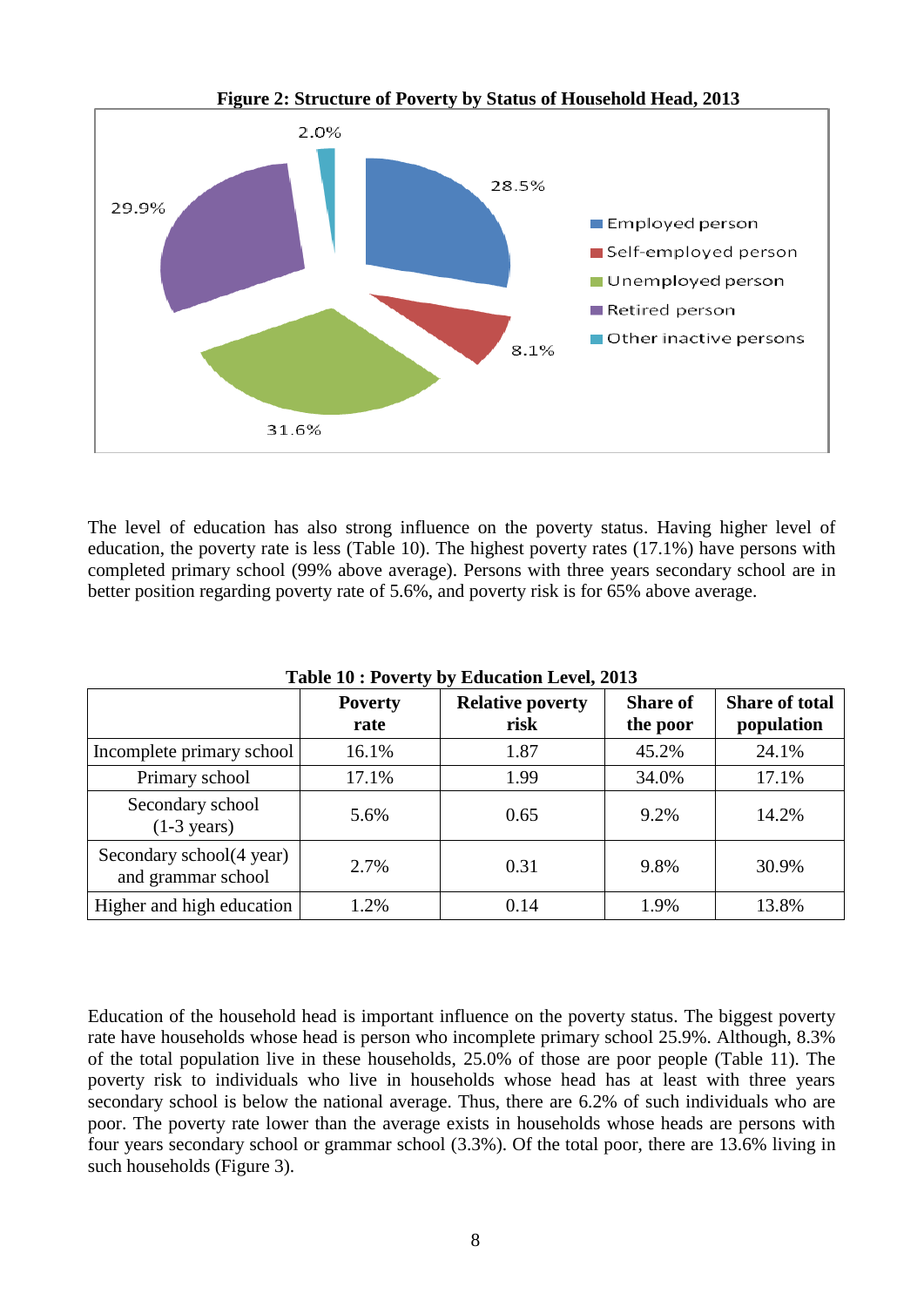**Figure 2: Structure of Poverty by Status of Household Head, 2013**

The level of education has also strong influence on the poverty status. Having higher level of education, the poverty rate is less (Table 10). The highest poverty rates (17.1%) have persons with completed primary school (99% above average). Persons with three years secondary school are in better position regarding poverty rate of 5.6%, and poverty risk is for 65% above average.

**Table 10 : Poverty by Education Level, 2013**

| | Poverty rate | Relative poverty risk | Share of the poor | Share of total population |
|---|---|---|---|---|
| Incomplete primary school | 16.1% | 1.87 | 45.2% | 24.1% |
| Primary school | 17.1% | 1.99 | 34.0% | 17.1% |
| Secondary school (1-3 years) | 5.6% | 0.65 | 9.2% | 14.2% |
| Secondary school(4 year) and grammar school | 2.7% | 0.31 | 9.8% | 30.9% |
| Higher and high education | 1.2% | 0.14 | 1.9% | 13.8% |

Education of the household head is important influence on the poverty status. The biggest poverty rate have households whose head is person who incomplete primary school 25.9%. Although, 8.3% of the total population live in these households, 25.0% of those are poor people (Table 11). The poverty risk to individuals who live in households whose head has at least with three years secondary school is below the national average. Thus, there are 6.2% of such individuals who are poor. The poverty rate lower than the average exists in households whose heads are persons with four years secondary school or grammar school (3.3%). Of the total poor, there are 13.6% living in such households (Figure 3).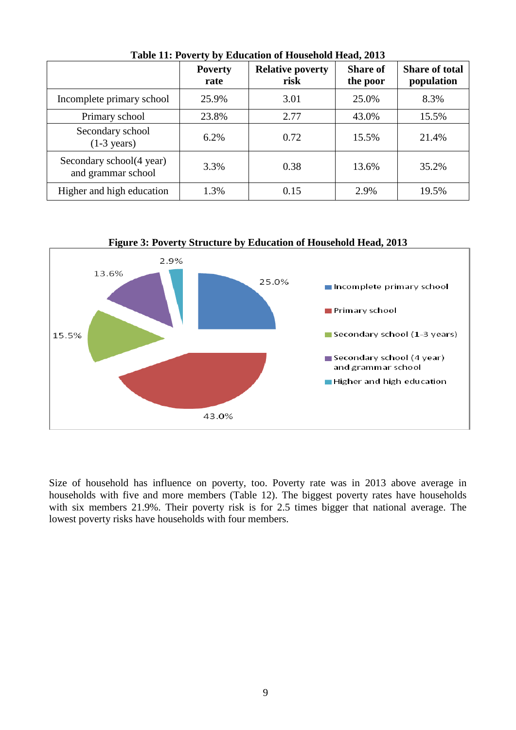**Table 11: Poverty by Education of Household Head, 2013**

| | Poverty rate | Relative poverty risk | Share of the poor | Share of total population |
|---|---|---|---|---|
| Incomplete primary school | 25.9% | 3.01 | 25.0% | 8.3% |
| Primary school | 23.8% | 2.77 | 43.0% | 15.5% |
| Secondary school (1-3 years) | 6.2% | 0.72 | 15.5% | 21.4% |
| Secondary school(4 year) and grammar school | 3.3% | 0.38 | 13.6% | 35.2% |
| Higher and high education | 1.3% | 0.15 | 2.9% | 19.5% |

**Figure 3: Poverty Structure by Education of Household Head, 2013**

Size of household has influence on poverty, too. Poverty rate was in 2013 above average in households with five and more members (Table 12). The biggest poverty rates have households with six members 21.9%. Their poverty risk is for 2.5 times bigger that national average. The lowest poverty risks have households with four members.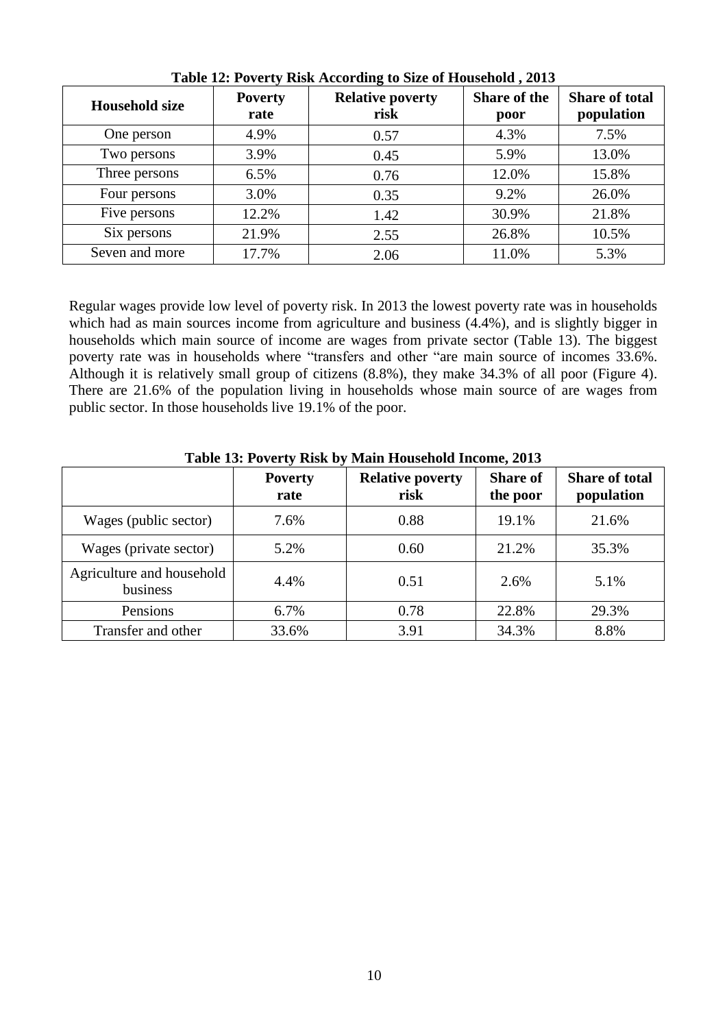**Table 12: Poverty Risk According to Size of Household , 2013**

| Household size | Poverty rate | Relative poverty risk | Share of the poor | Share of total population |
|---|---|---|---|---|
| One person | 4.9% | 0.57 | 4.3% | 7.5% |
| Two persons | 3.9% | 0.45 | 5.9% | 13.0% |
| Three persons | 6.5% | 0.76 | 12.0% | 15.8% |
| Four persons | 3.0% | 0.35 | 9.2% | 26.0% |
| Five persons | 12.2% | 1.42 | 30.9% | 21.8% |
| Six persons | 21.9% | 2.55 | 26.8% | 10.5% |
| Seven and more | 17.7% | 2.06 | 11.0% | 5.3% |

Regular wages provide low level of poverty risk. In 2013 the lowest poverty rate was in households which had as main sources income from agriculture and business (4.4%), and is slightly bigger in households which main source of income are wages from private sector (Table 13). The biggest poverty rate was in households where "transfers and other "are main source of incomes 33.6%. Although it is relatively small group of citizens (8.8%), they make 34.3% of all poor (Figure 4). There are 21.6% of the population living in households whose main source of are wages from public sector. In those households live 19.1% of the poor.

**Table 13: Poverty Risk by Main Household Income, 2013**

| | Poverty rate | Relative poverty risk | Share of the poor | Share of total population |
|---|---|---|---|---|
| Wages (public sector) | 7.6% | 0.88 | 19.1% | 21.6% |
| Wages (private sector) | 5.2% | 0.60 | 21.2% | 35.3% |
| Agriculture and household business | 4.4% | 0.51 | 2.6% | 5.1% |
| Pensions | 6.7% | 0.78 | 22.8% | 29.3% |
| Transfer and other | 33.6% | 3.91 | 34.3% | 8.8% |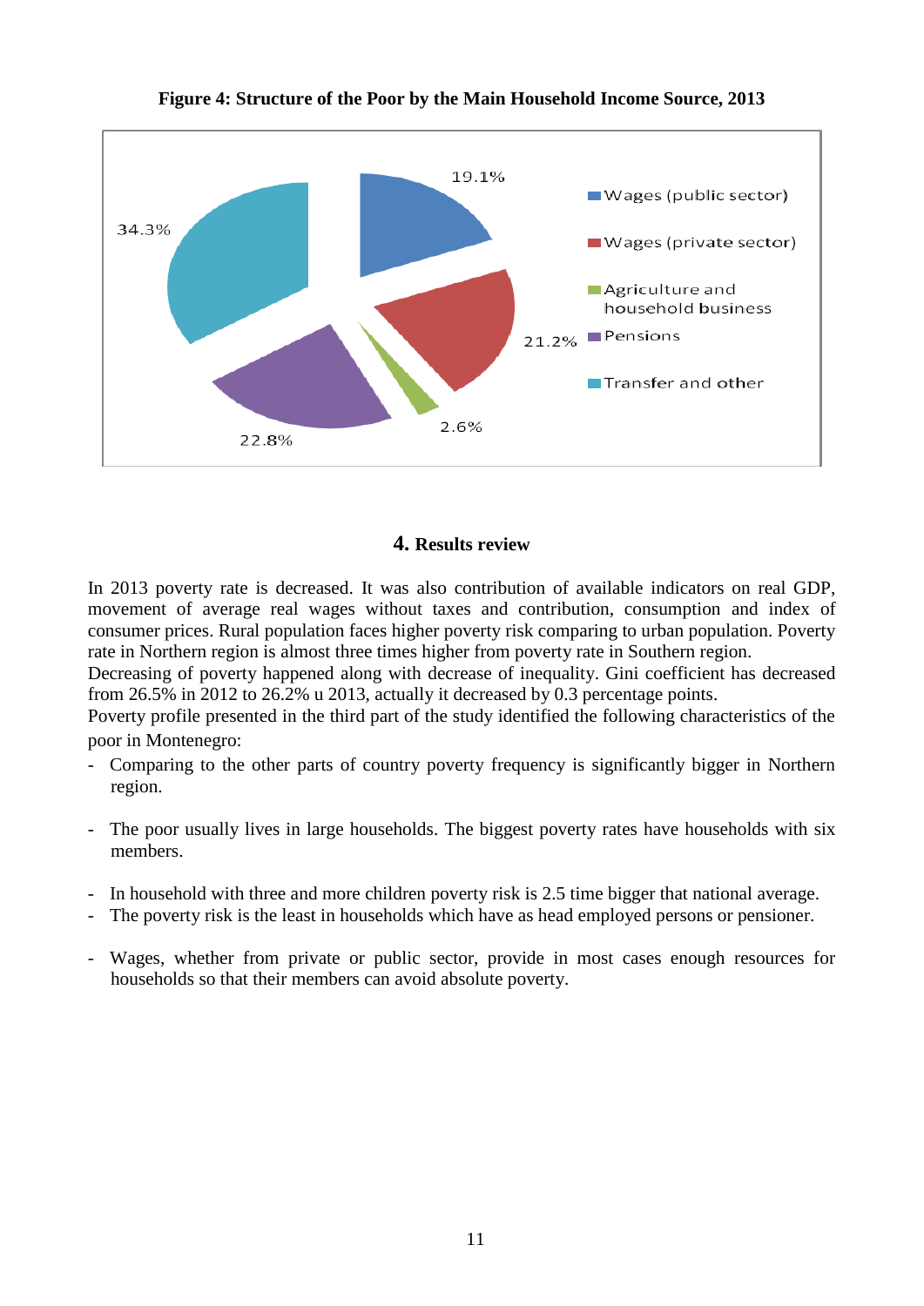**Figure 4: Structure of the Poor by the Main Household Income Source, 2013**

## 4. Results review

In 2013 poverty rate is decreased. It was also contribution of available indicators on real GDP, movement of average real wages without taxes and contribution, consumption and index of consumer prices. Rural population faces higher poverty risk comparing to urban population. Poverty rate in Northern region is almost three times higher from poverty rate in Southern region.

Decreasing of poverty happened along with decrease of inequality. Gini coefficient has decreased from 26.5% in 2012 to 26.2% u 2013, actually it decreased by 0.3 percentage points.

Poverty profile presented in the third part of the study identified the following characteristics of the poor in Montenegro:

- Comparing to the other parts of country poverty frequency is significantly bigger in Northern region.
- The poor usually lives in large households. The biggest poverty rates have households with six members.
- In household with three and more children poverty risk is 2.5 time bigger that national average.
- The poverty risk is the least in households which have as head employed persons or pensioner.
- Wages, whether from private or public sector, provide in most cases enough resources for households so that their members can avoid absolute poverty.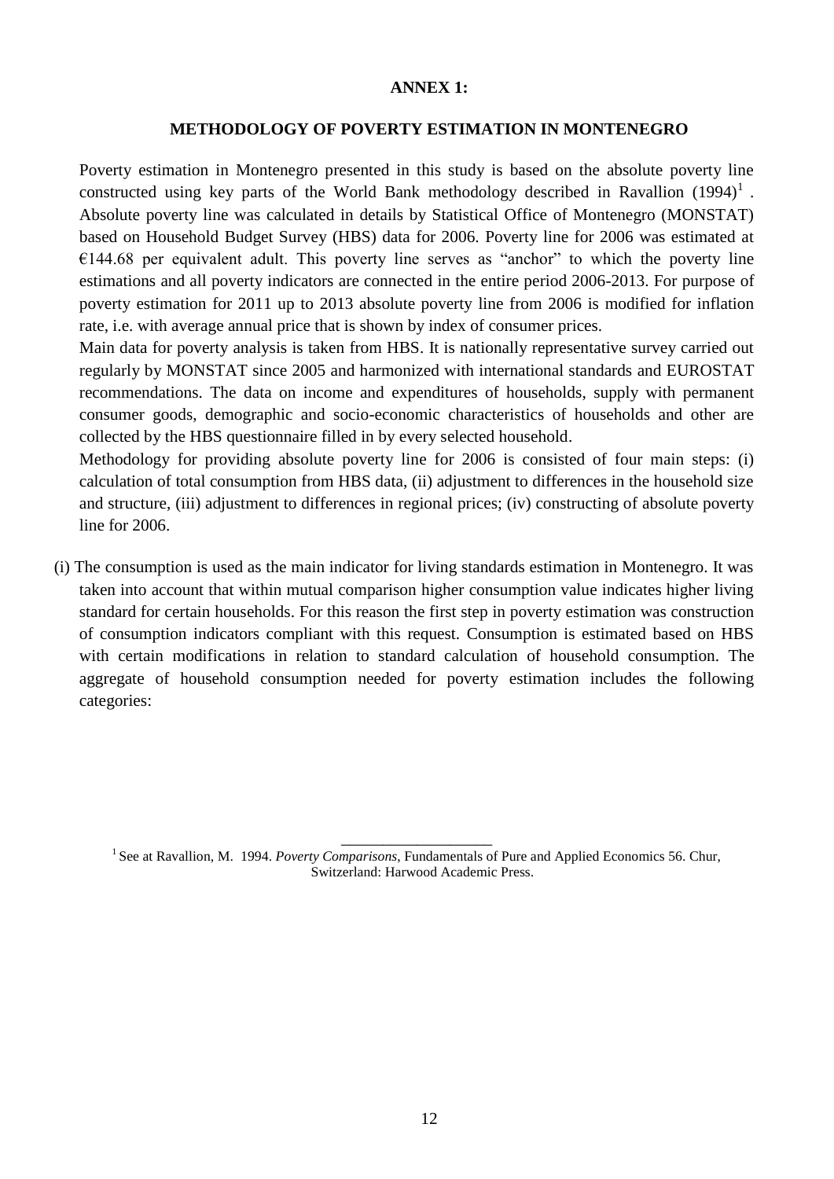# ANNEX 1:

## METHODOLOGY OF POVERTY ESTIMATION IN MONTENEGRO

Poverty estimation in Montenegro presented in this study is based on the absolute poverty line constructed using key parts of the World Bank methodology described in Ravallion (1994)[1] . Absolute poverty line was calculated in details by Statistical Office of Montenegro (MONSTAT) based on Household Budget Survey (HBS) data for 2006. Poverty line for 2006 was estimated at €144.68 per equivalent adult. This poverty line serves as "anchor" to which the poverty line estimations and all poverty indicators are connected in the entire period 2006-2013. For purpose of poverty estimation for 2011 up to 2013 absolute poverty line from 2006 is modified for inflation rate, i.e. with average annual price that is shown by index of consumer prices.

Main data for poverty analysis is taken from HBS. It is nationally representative survey carried out regularly by MONSTAT since 2005 and harmonized with international standards and EUROSTAT recommendations. The data on income and expenditures of households, supply with permanent consumer goods, demographic and socio-economic characteristics of households and other are collected by the HBS questionnaire filled in by every selected household.

Methodology for providing absolute poverty line for 2006 is consisted of four main steps: (i) calculation of total consumption from HBS data, (ii) adjustment to differences in the household size and structure, (iii) adjustment to differences in regional prices; (iv) constructing of absolute poverty line for 2006.

(i) The consumption is used as the main indicator for living standards estimation in Montenegro. It was taken into account that within mutual comparison higher consumption value indicates higher living standard for certain households. For this reason the first step in poverty estimation was construction of consumption indicators compliant with this request. Consumption is estimated based on HBS with certain modifications in relation to standard calculation of household consumption. The aggregate of household consumption needed for poverty estimation includes the following categories:

---

[1] See at Ravallion, M. 1994. *Poverty Comparisons*, Fundamentals of Pure and Applied Economics 56. Chur, Switzerland: Harwood Academic Press.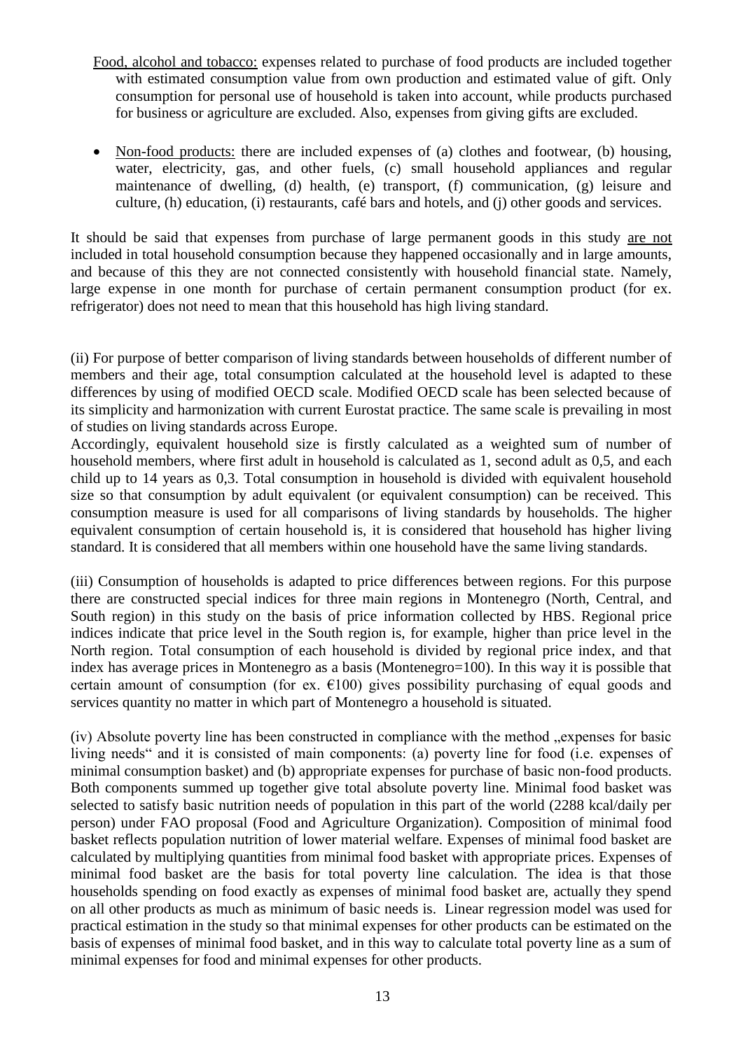- Food, alcohol and tobacco: expenses related to purchase of food products are included together with estimated consumption value from own production and estimated value of gift. Only consumption for personal use of household is taken into account, while products purchased for business or agriculture are excluded. Also, expenses from giving gifts are excluded.

- Non-food products: there are included expenses of (a) clothes and footwear, (b) housing, water, electricity, gas, and other fuels, (c) small household appliances and regular maintenance of dwelling, (d) health, (e) transport, (f) communication, (g) leisure and culture, (h) education, (i) restaurants, café bars and hotels, and (j) other goods and services.

It should be said that expenses from purchase of large permanent goods in this study are not included in total household consumption because they happened occasionally and in large amounts, and because of this they are not connected consistently with household financial state. Namely, large expense in one month for purchase of certain permanent consumption product (for ex. refrigerator) does not need to mean that this household has high living standard.

(ii) For purpose of better comparison of living standards between households of different number of members and their age, total consumption calculated at the household level is adapted to these differences by using of modified OECD scale. Modified OECD scale has been selected because of its simplicity and harmonization with current Eurostat practice. The same scale is prevailing in most of studies on living standards across Europe.
Accordingly, equivalent household size is firstly calculated as a weighted sum of number of household members, where first adult in household is calculated as 1, second adult as 0,5, and each child up to 14 years as 0,3. Total consumption in household is divided with equivalent household size so that consumption by adult equivalent (or equivalent consumption) can be received. This consumption measure is used for all comparisons of living standards by households. The higher equivalent consumption of certain household is, it is considered that household has higher living standard. It is considered that all members within one household have the same living standards.

(iii) Consumption of households is adapted to price differences between regions. For this purpose there are constructed special indices for three main regions in Montenegro (North, Central, and South region) in this study on the basis of price information collected by HBS. Regional price indices indicate that price level in the South region is, for example, higher than price level in the North region. Total consumption of each household is divided by regional price index, and that index has average prices in Montenegro as a basis (Montenegro=100). In this way it is possible that certain amount of consumption (for ex. €100) gives possibility purchasing of equal goods and services quantity no matter in which part of Montenegro a household is situated.

(iv) Absolute poverty line has been constructed in compliance with the method „expenses for basic living needs" and it is consisted of main components: (a) poverty line for food (i.e. expenses of minimal consumption basket) and (b) appropriate expenses for purchase of basic non-food products. Both components summed up together give total absolute poverty line. Minimal food basket was selected to satisfy basic nutrition needs of population in this part of the world (2288 kcal/daily per person) under FAO proposal (Food and Agriculture Organization). Composition of minimal food basket reflects population nutrition of lower material welfare. Expenses of minimal food basket are calculated by multiplying quantities from minimal food basket with appropriate prices. Expenses of minimal food basket are the basis for total poverty line calculation. The idea is that those households spending on food exactly as expenses of minimal food basket are, actually they spend on all other products as much as minimum of basic needs is. Linear regression model was used for practical estimation in the study so that minimal expenses for other products can be estimated on the basis of expenses of minimal food basket, and in this way to calculate total poverty line as a sum of minimal expenses for food and minimal expenses for other products.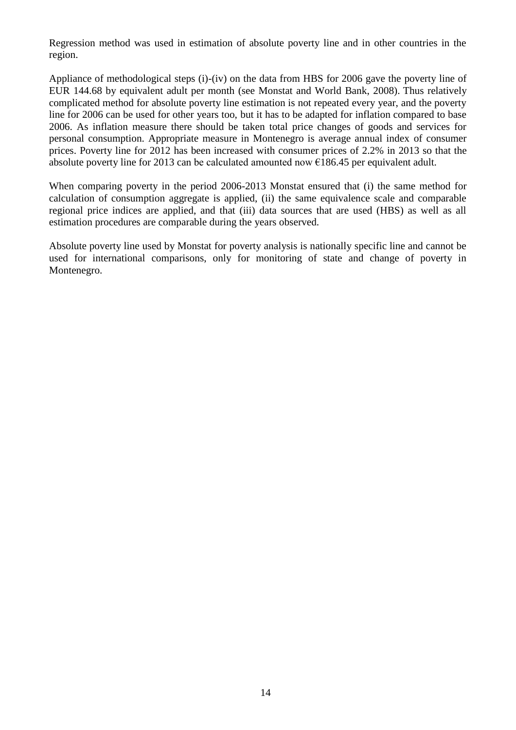Regression method was used in estimation of absolute poverty line and in other countries in the region.

Appliance of methodological steps (i)-(iv) on the data from HBS for 2006 gave the poverty line of EUR 144.68 by equivalent adult per month (see Monstat and World Bank, 2008). Thus relatively complicated method for absolute poverty line estimation is not repeated every year, and the poverty line for 2006 can be used for other years too, but it has to be adapted for inflation compared to base 2006. As inflation measure there should be taken total price changes of goods and services for personal consumption. Appropriate measure in Montenegro is average annual index of consumer prices. Poverty line for 2012 has been increased with consumer prices of 2.2% in 2013 so that the absolute poverty line for 2013 can be calculated amounted now €186.45 per equivalent adult.

When comparing poverty in the period 2006-2013 Monstat ensured that (i) the same method for calculation of consumption aggregate is applied, (ii) the same equivalence scale and comparable regional price indices are applied, and that (iii) data sources that are used (HBS) as well as all estimation procedures are comparable during the years observed.

Absolute poverty line used by Monstat for poverty analysis is nationally specific line and cannot be used for international comparisons, only for monitoring of state and change of poverty in Montenegro.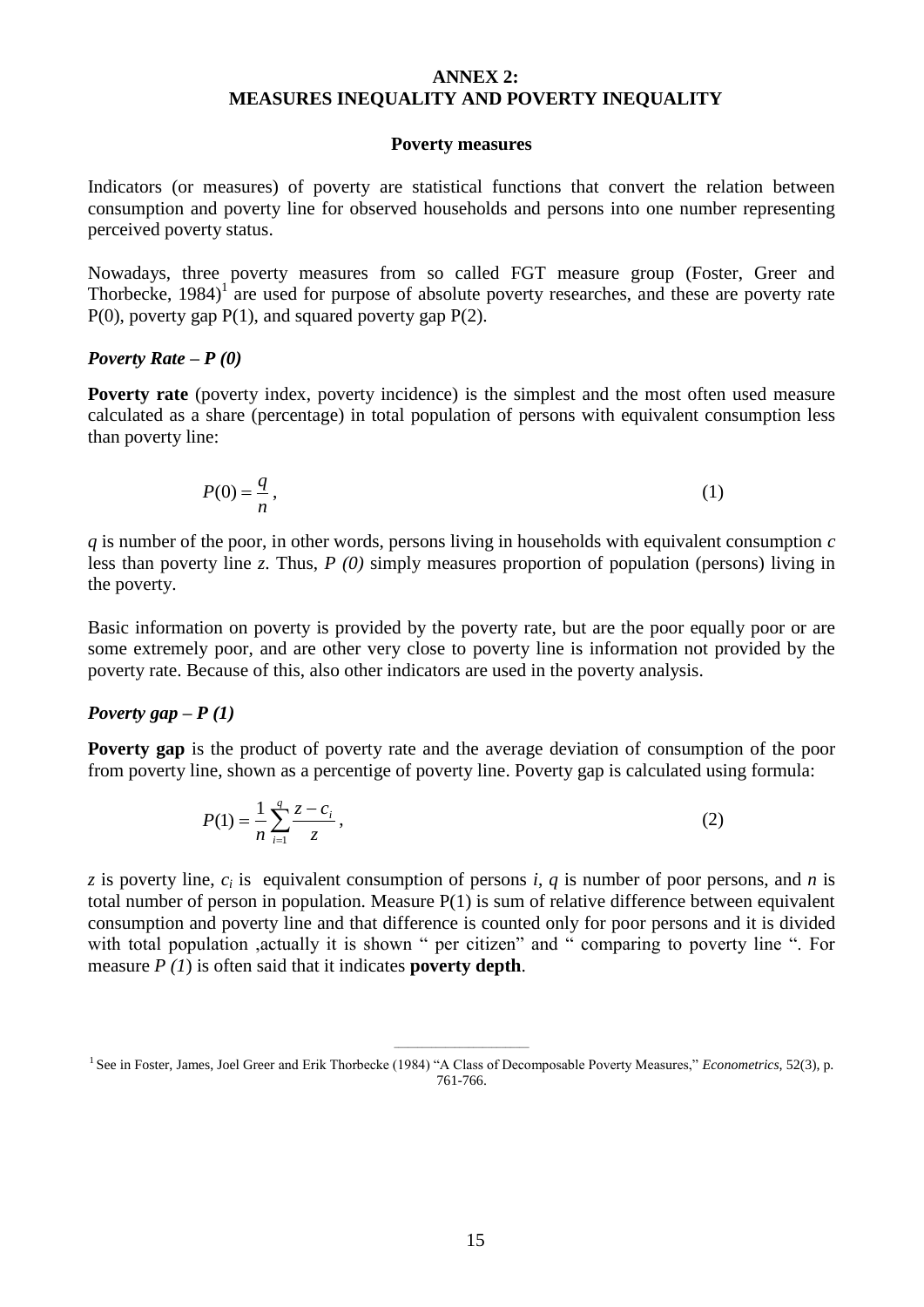# ANNEX 2:
# MEASURES INEQUALITY AND POVERTY INEQUALITY

## Poverty measures

Indicators (or measures) of poverty are statistical functions that convert the relation between consumption and poverty line for observed households and persons into one number representing perceived poverty status.

Nowadays, three poverty measures from so called FGT measure group (Foster, Greer and Thorbecke, 1984)[1] are used for purpose of absolute poverty researches, and these are poverty rate P(0), poverty gap P(1), and squared poverty gap P(2).

### *Poverty Rate – P (0)*

**Poverty rate** (poverty index, poverty incidence) is the simplest and the most often used measure calculated as a share (percentage) in total population of persons with equivalent consumption less than poverty line:

$$P(0) = \frac{q}{n}, \tag{1}$$

$q$ is number of the poor, in other words, persons living in households with equivalent consumption $c$ less than poverty line $z$. Thus, $P\ (0)$ simply measures proportion of population (persons) living in the poverty.

Basic information on poverty is provided by the poverty rate, but are the poor equally poor or are some extremely poor, and are other very close to poverty line is information not provided by the poverty rate. Because of this, also other indicators are used in the poverty analysis.

### *Poverty gap – P (1)*

**Poverty gap** is the product of poverty rate and the average deviation of consumption of the poor from poverty line, shown as a percentige of poverty line. Poverty gap is calculated using formula:

$$P(1) = \frac{1}{n}\sum_{i=1}^{q}\frac{z - c_i}{z}, \tag{2}$$

$z$ is poverty line, $c_i$ is equivalent consumption of persons $i$, $q$ is number of poor persons, and $n$ is total number of person in population. Measure P(1) is sum of relative difference between equivalent consumption and poverty line and that difference is counted only for poor persons and it is divided with total population ,actually it is shown " per citizen" and " comparing to poverty line ". For measure $P\ (1)$ is often said that it indicates **poverty depth**.

---

[1] See in Foster, James, Joel Greer and Erik Thorbecke (1984) "A Class of Decomposable Poverty Measures," *Econometrics*, 52(3), p. 761-766.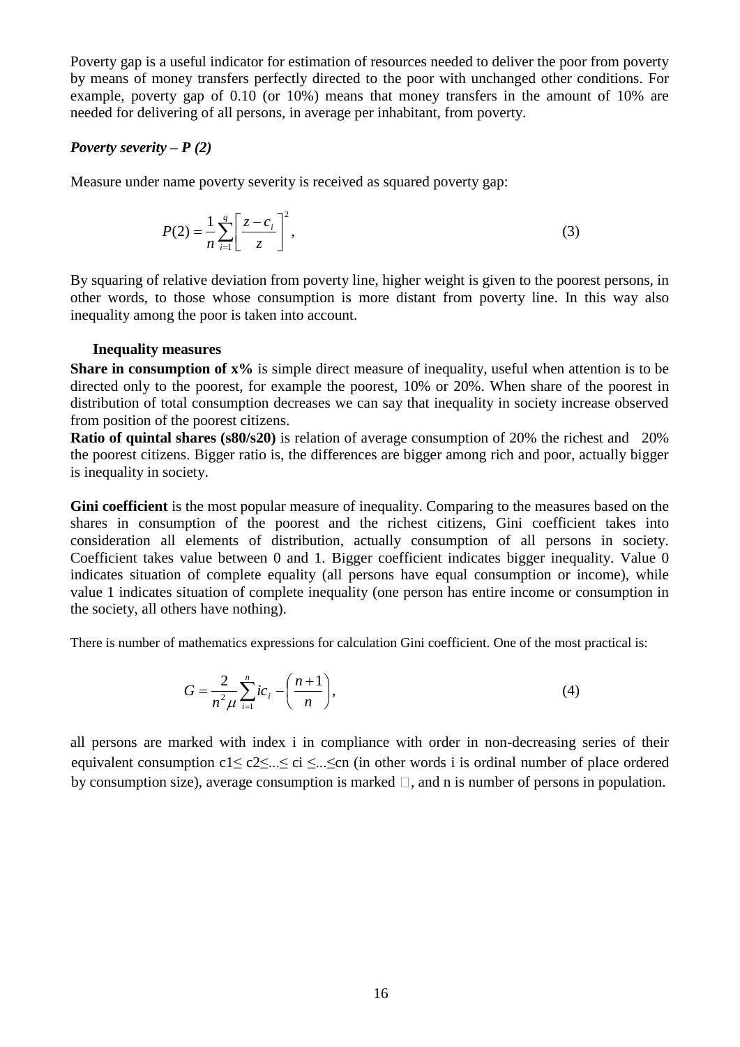Poverty gap is a useful indicator for estimation of resources needed to deliver the poor from poverty by means of money transfers perfectly directed to the poor with unchanged other conditions. For example, poverty gap of 0.10 (or 10%) means that money transfers in the amount of 10% are needed for delivering of all persons, in average per inhabitant, from poverty.

### *Poverty severity – P (2)*

Measure under name poverty severity is received as squared poverty gap:

$$P(2) = \frac{1}{n}\sum_{i=1}^{q}\left[\frac{z - c_i}{z}\right]^2, \tag{3}$$

By squaring of relative deviation from poverty line, higher weight is given to the poorest persons, in other words, to those whose consumption is more distant from poverty line. In this way also inequality among the poor is taken into account.

### Inequality measures

**Share in consumption of x%** is simple direct measure of inequality, useful when attention is to be directed only to the poorest, for example the poorest, 10% or 20%. When share of the poorest in distribution of total consumption decreases we can say that inequality in society increase observed from position of the poorest citizens.

**Ratio of quintal shares (s80/s20)** is relation of average consumption of 20% the richest and 20% the poorest citizens. Bigger ratio is, the differences are bigger among rich and poor, actually bigger is inequality in society.

**Gini coefficient** is the most popular measure of inequality. Comparing to the measures based on the shares in consumption of the poorest and the richest citizens, Gini coefficient takes into consideration all elements of distribution, actually consumption of all persons in society. Coefficient takes value between 0 and 1. Bigger coefficient indicates bigger inequality. Value 0 indicates situation of complete equality (all persons have equal consumption or income), while value 1 indicates situation of complete inequality (one person has entire income or consumption in the society, all others have nothing).

There is number of mathematics expressions for calculation Gini coefficient. One of the most practical is:

$$G = \frac{2}{n^2\mu}\sum_{i=1}^{n} i c_i - \left(\frac{n+1}{n}\right), \tag{4}$$

all persons are marked with index i in compliance with order in non-decreasing series of their equivalent consumption $c_1 \leq c_2 \leq \ldots \leq c_i \leq \ldots \leq c_n$ (in other words i is ordinal number of place ordered by consumption size), average consumption is marked $\mu$, and n is number of persons in population.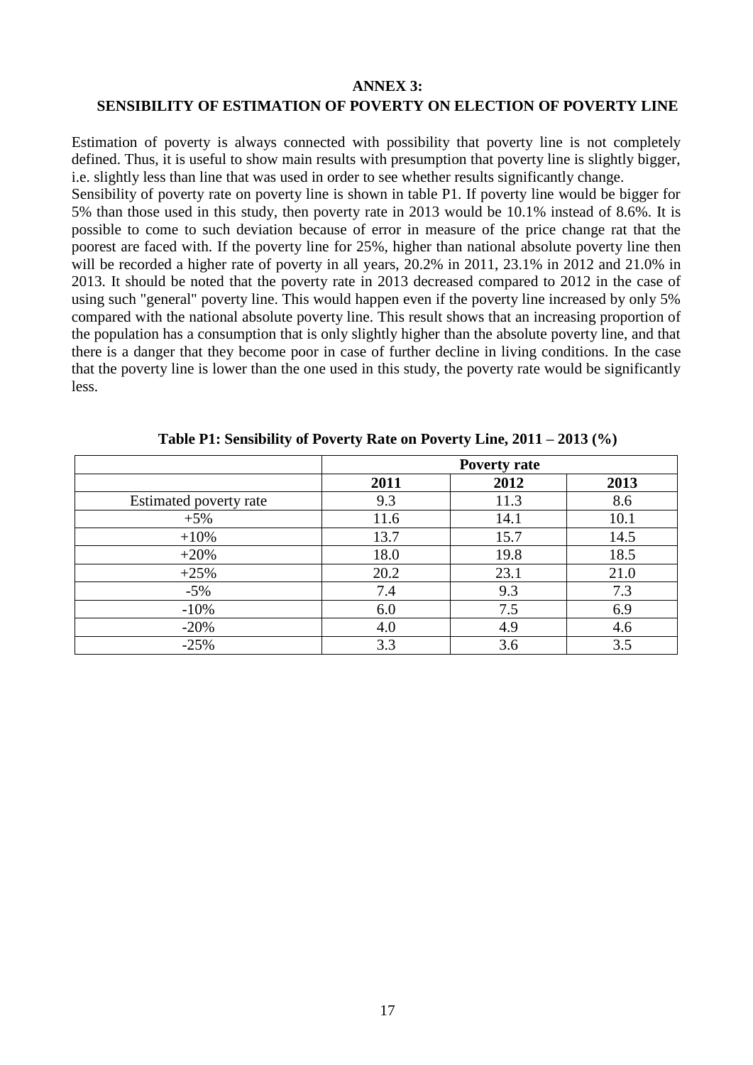**ANNEX 3:**

**SENSIBILITY OF ESTIMATION OF POVERTY ON ELECTION OF POVERTY LINE**

Estimation of poverty is always connected with possibility that poverty line is not completely defined. Thus, it is useful to show main results with presumption that poverty line is slightly bigger, i.e. slightly less than line that was used in order to see whether results significantly change.
Sensibility of poverty rate on poverty line is shown in table P1. If poverty line would be bigger for 5% than those used in this study, then poverty rate in 2013 would be 10.1% instead of 8.6%. It is possible to come to such deviation because of error in measure of the price change rat that the poorest are faced with. If the poverty line for 25%, higher than national absolute poverty line then will be recorded a higher rate of poverty in all years, 20.2% in 2011, 23.1% in 2012 and 21.0% in 2013. It should be noted that the poverty rate in 2013 decreased compared to 2012 in the case of using such "general" poverty line. This would happen even if the poverty line increased by only 5% compared with the national absolute poverty line. This result shows that an increasing proportion of the population has a consumption that is only slightly higher than the absolute poverty line, and that there is a danger that they become poor in case of further decline in living conditions. In the case that the poverty line is lower than the one used in this study, the poverty rate would be significantly less.

**Table P1: Sensibility of Poverty Rate on Poverty Line, 2011 – 2013 (%)**

| | **Poverty rate** | | |
|---|---|---|---|
| | **2011** | **2012** | **2013** |
| Estimated poverty rate | 9.3 | 11.3 | 8.6 |
| +5% | 11.6 | 14.1 | 10.1 |
| +10% | 13.7 | 15.7 | 14.5 |
| +20% | 18.0 | 19.8 | 18.5 |
| +25% | 20.2 | 23.1 | 21.0 |
| -5% | 7.4 | 9.3 | 7.3 |
| -10% | 6.0 | 7.5 | 6.9 |
| -20% | 4.0 | 4.9 | 4.6 |
| -25% | 3.3 | 3.6 | 3.5 |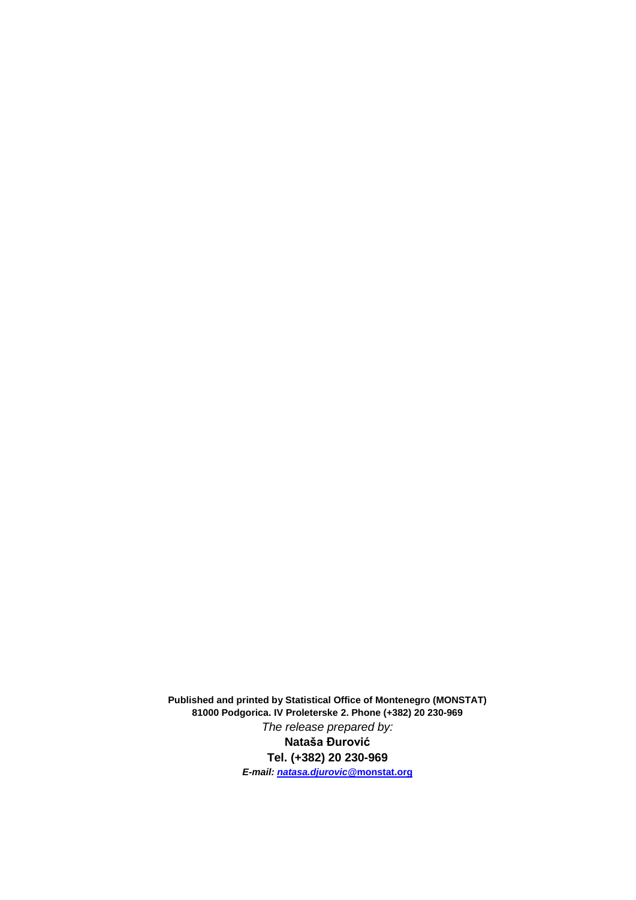**Published and printed by Statistical Office of Montenegro (MONSTAT)**
**81000 Podgorica. IV Proleterske 2. Phone (+382) 20 230-969**

*The release prepared by:*

**Nataša Đurović**

**Tel. (+382) 20 230-969**

***E-mail:*** ***natasa.djurovic*****@monstat.org**